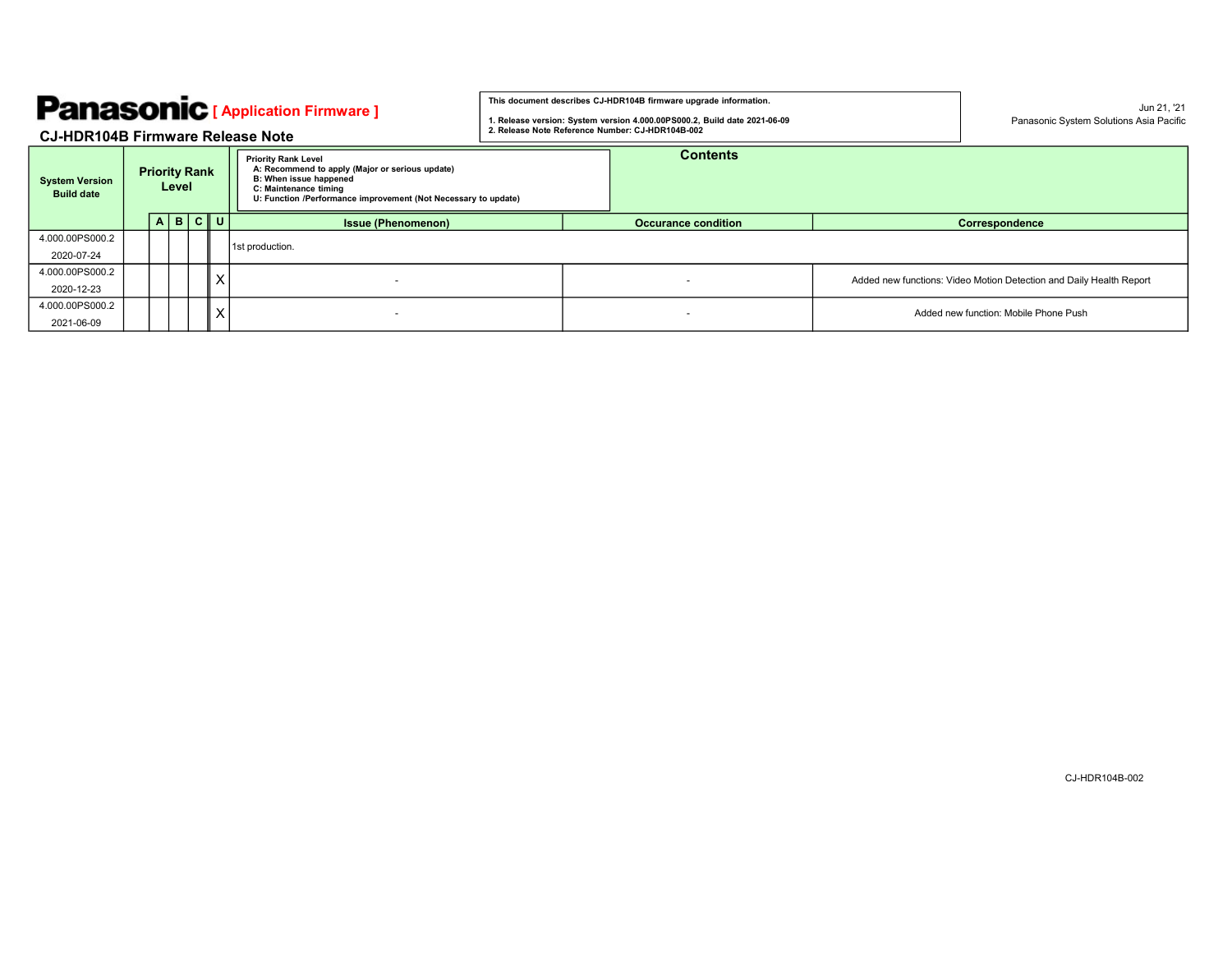# Panasonic [ Application Firmware ]

## CJ-HDR104B Firmware Release Note

This document describes CJ-HDR104B firmware upgrade information.

1. Release version: System version 4.000.00PS000.2, Build date 2021-06-09
2. Release Note Reference Number: CJ-HDR104B-002

Jun 21, '21
Panasonic System Solutions Asia Pacific

| System Version Build date | Priority Rank Level | | | | | Contents | | |
|---|---|---|---|---|---|---|---|---|
| | | | | | | Priority Rank Level<br>A: Recommend to apply (Major or serious update)<br>B: When issue happened<br>C: Maintenance timing<br>U: Function /Performance improvement (Not Necessary to update) | | |
| | | A | B | C | U | Issue (Phenomenon) | Occurance condition | Correspondence |
| 4.000.00PS000.2<br>2020-07-24 | | | | | | 1st production. | | |
| 4.000.00PS000.2<br>2020-12-23 | | | | | X | - | - | Added new functions: Video Motion Detection and Daily Health Report |
| 4.000.00PS000.2<br>2021-06-09 | | | | | X | - | - | Added new function: Mobile Phone Push |

CJ-HDR104B-002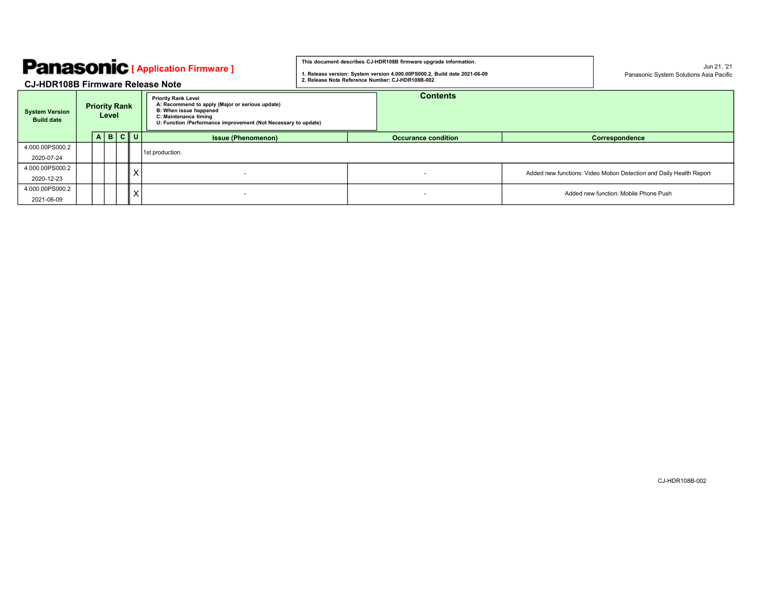# Panasonic [ Application Firmware ]

## CJ-HDR108B Firmware Release Note

**This document describes CJ-HDR108B firmware upgrade information.**

**1. Release version: System version 4.000.00PS000.2, Build date 2021-06-09**
**2. Release Note Reference Number: CJ-HDR108B-002**

Jun 21, '21
Panasonic System Solutions Asia Pacific

**Priority Rank Level**
- A: Recommend to apply (Major or serious update)
- B: When issue happened
- C: Maintenance timing
- U: Function /Performance improvement (Not Necessary to update)

| System Version Build date | Priority Rank Level | | | | Contents | | |
|---|---|---|---|---|---|---|---|
| | A | B | C | U | Issue (Phenomenon) | Occurance condition | Correspondence |
| 4.000.00PS000.2 2020-07-24 | | | | | 1st production. | | |
| 4.000.00PS000.2 2020-12-23 | | | | X | - | - | Added new functions: Video Motion Detection and Daily Health Report |
| 4.000.00PS000.2 2021-06-09 | | | | X | - | - | Added new function: Mobile Phone Push |

CJ-HDR108B-002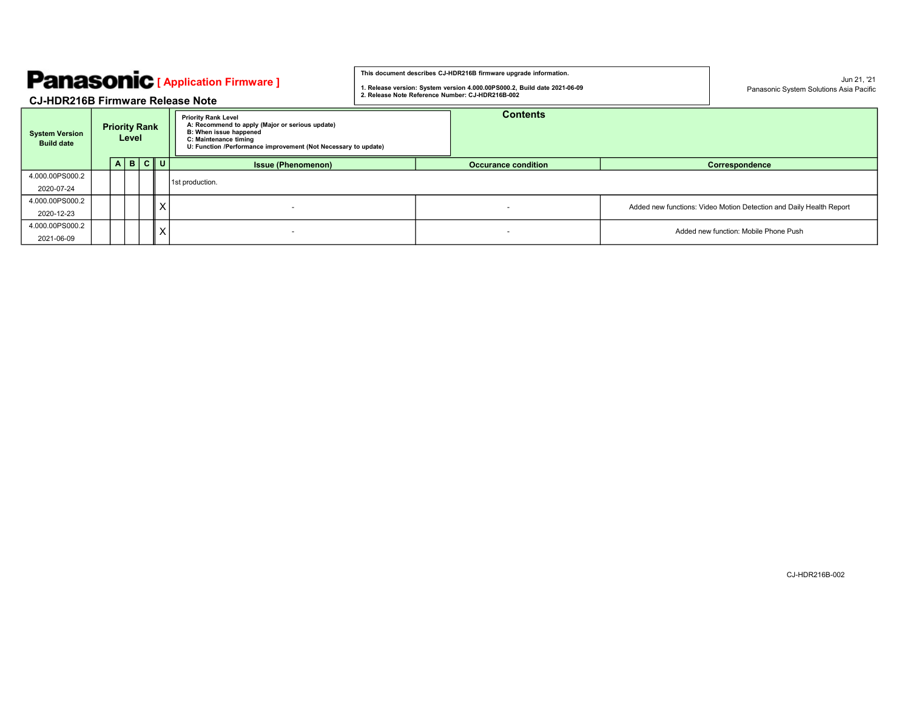# Panasonic [ Application Firmware ]

## CJ-HDR216B Firmware Release Note

This document describes CJ-HDR216B firmware upgrade information.

1. Release version: System version 4.000.00PS000.2, Build date 2021-06-09
2. Release Note Reference Number: CJ-HDR216B-002

Jun 21, '21
Panasonic System Solutions Asia Pacific

**Priority Rank Level**
- A: Recommend to apply (Major or serious update)
- B: When issue happened
- C: Maintenance timing
- U: Function /Performance improvement (Not Necessary to update)

| System Version Build date | Priority Rank Level | | | | Contents | | |
|---|---|---|---|---|---|---|---|
| | A | B | C | U | Issue (Phenomenon) | Occurance condition | Correspondence |
| 4.000.00PS000.2 2020-07-24 | | | | | 1st production. | | |
| 4.000.00PS000.2 2020-12-23 | | | | X | - | - | Added new functions: Video Motion Detection and Daily Health Report |
| 4.000.00PS000.2 2021-06-09 | | | | X | - | - | Added new function: Mobile Phone Push |

CJ-HDR216B-002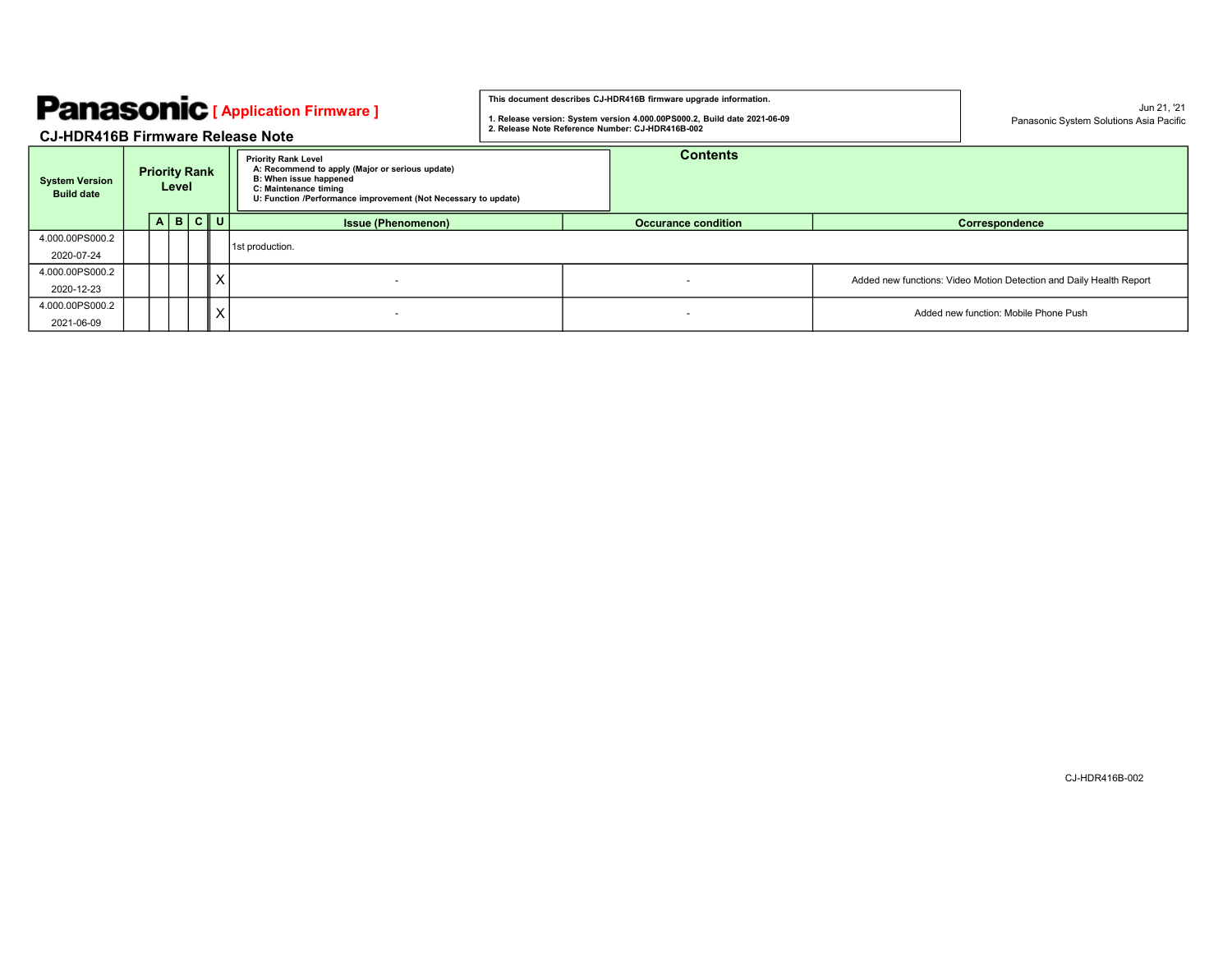**Panasonic** [ Application Firmware ]

## CJ-HDR416B Firmware Release Note

This document describes CJ-HDR416B firmware upgrade information.

1. Release version: System version 4.000.00PS000.2, Build date 2021-06-09
2. Release Note Reference Number: CJ-HDR416B-002

Jun 21, '21
Panasonic System Solutions Asia Pacific

Priority Rank Level
- A: Recommend to apply (Major or serious update)
- B: When issue happened
- C: Maintenance timing
- U: Function /Performance improvement (Not Necessary to update)

| System Version Build date | Priority Rank Level | | | | Contents | | |
|---|---|---|---|---|---|---|---|
| | A | B | C | U | Issue (Phenomenon) | Occurance condition | Correspondence |
| 4.000.00PS000.2 2020-07-24 | | | | | 1st production. | | |
| 4.000.00PS000.2 2020-12-23 | | | | X | - | - | Added new functions: Video Motion Detection and Daily Health Report |
| 4.000.00PS000.2 2021-06-09 | | | | X | - | - | Added new function: Mobile Phone Push |

CJ-HDR416B-002